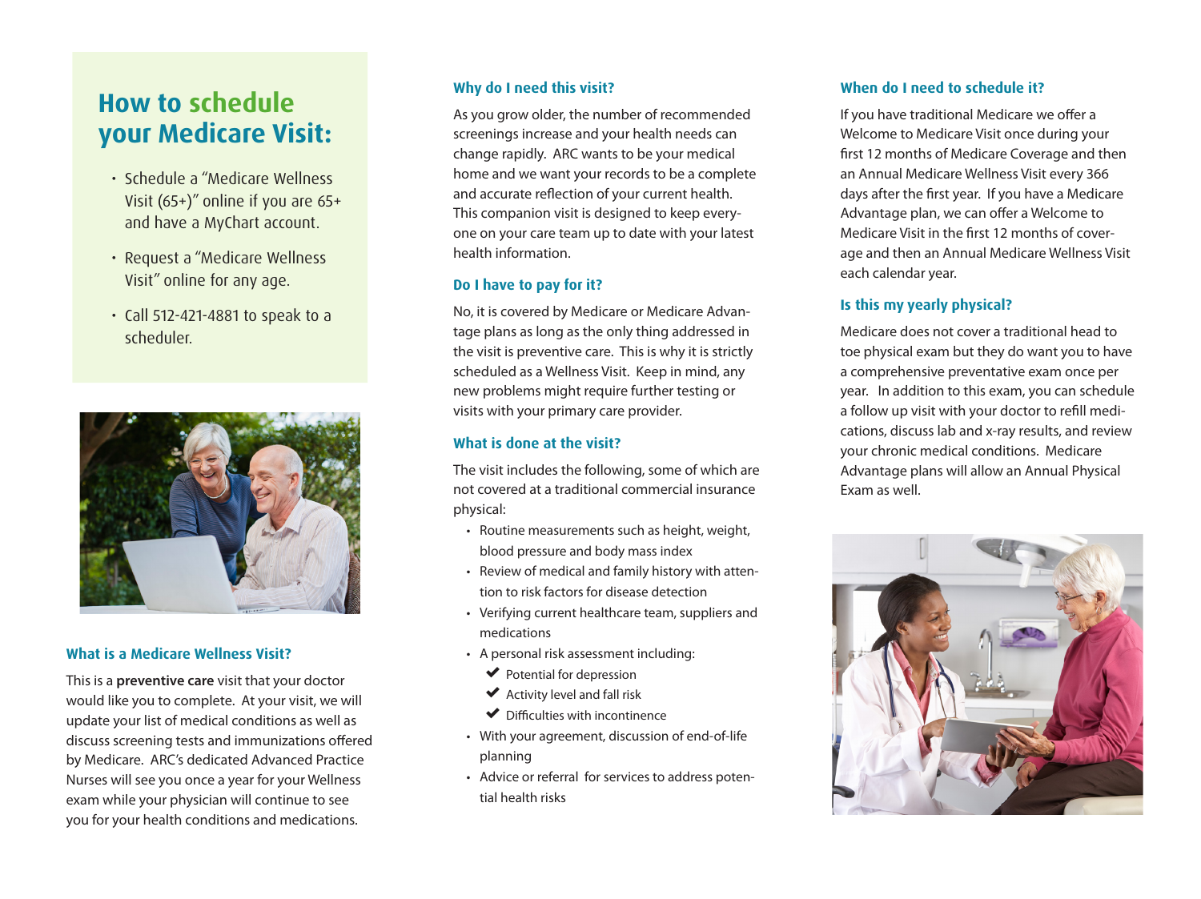## How to schedule your Medicare Visit:

- Schedule a "Medicare Wellness Visit (65+)" online if you are 65+ and have a MyChart account.
- Request a "Medicare Wellness Visit" online for any age.
- Call 512-421-4881 to speak to a scheduler.

### What is a Medicare Wellness Visit?

This is a **preventive care** visit that your doctor would like you to complete. At your visit, we will update your list of medical conditions as well as discuss screening tests and immunizations offered by Medicare. ARC's dedicated Advanced Practice Nurses will see you once a year for your Wellness exam while your physician will continue to see you for your health conditions and medications.

### Why do I need this visit?

As you grow older, the number of recommended screenings increase and your health needs can change rapidly. ARC wants to be your medical home and we want your records to be a complete and accurate reflection of your current health. This companion visit is designed to keep everyone on your care team up to date with your latest health information.

### Do I have to pay for it?

No, it is covered by Medicare or Medicare Advantage plans as long as the only thing addressed in the visit is preventive care. This is why it is strictly scheduled as a Wellness Visit. Keep in mind, any new problems might require further testing or visits with your primary care provider.

### What is done at the visit?

The visit includes the following, some of which are not covered at a traditional commercial insurance physical:

- Routine measurements such as height, weight, blood pressure and body mass index
- Review of medical and family history with attention to risk factors for disease detection
- Verifying current healthcare team, suppliers and medications
- A personal risk assessment including:
  - ✔ Potential for depression
  - ✔ Activity level and fall risk
  - ✔ Difficulties with incontinence
- With your agreement, discussion of end-of-life planning
- Advice or referral for services to address potential health risks

### When do I need to schedule it?

If you have traditional Medicare we offer a Welcome to Medicare Visit once during your first 12 months of Medicare Coverage and then an Annual Medicare Wellness Visit every 366 days after the first year. If you have a Medicare Advantage plan, we can offer a Welcome to Medicare Visit in the first 12 months of coverage and then an Annual Medicare Wellness Visit each calendar year.

### Is this my yearly physical?

Medicare does not cover a traditional head to toe physical exam but they do want you to have a comprehensive preventative exam once per year. In addition to this exam, you can schedule a follow up visit with your doctor to refill medications, discuss lab and x-ray results, and review your chronic medical conditions. Medicare Advantage plans will allow an Annual Physical Exam as well.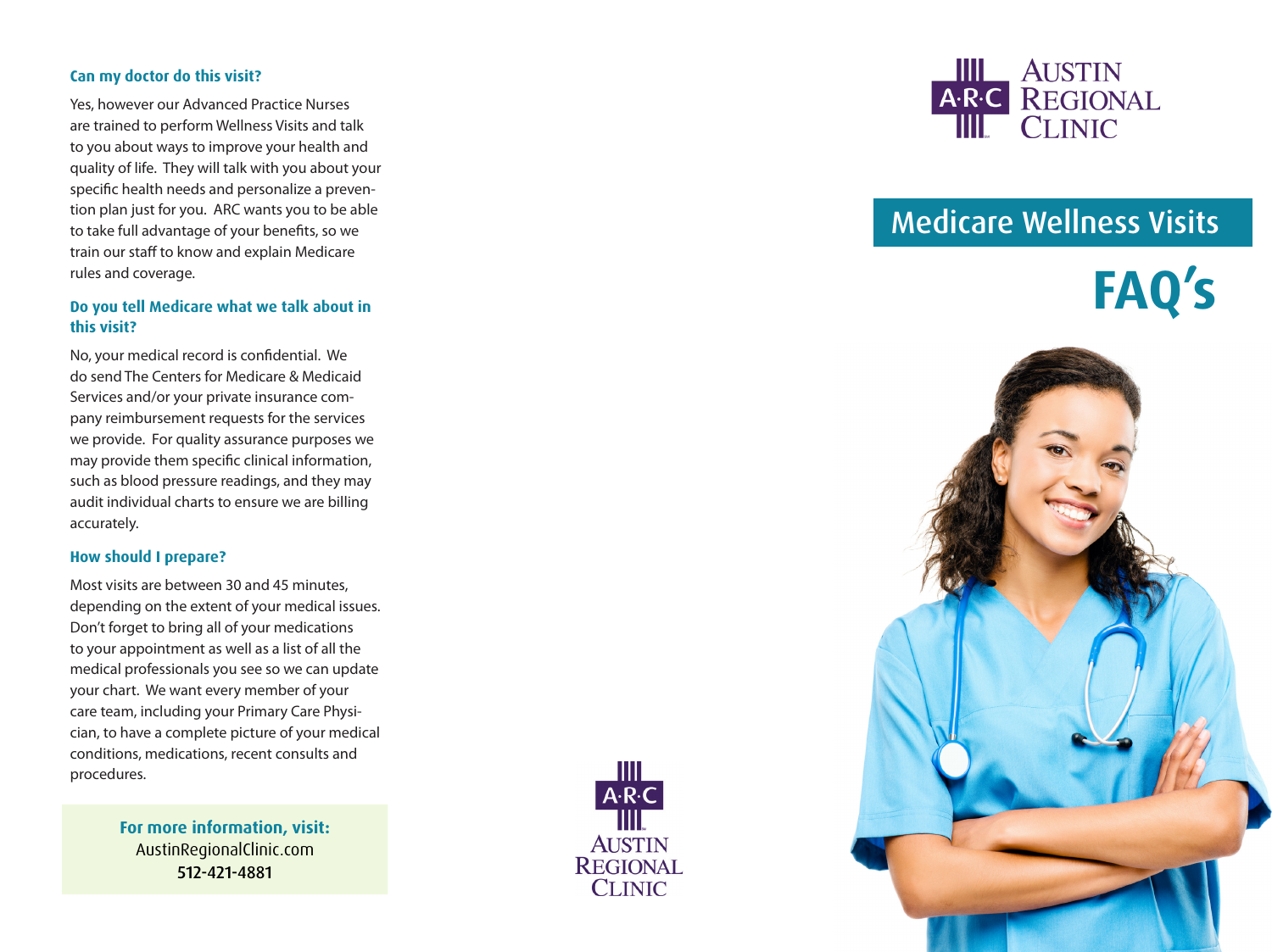### Can my doctor do this visit?

Yes, however our Advanced Practice Nurses are trained to perform Wellness Visits and talk to you about ways to improve your health and quality of life. They will talk with you about your specific health needs and personalize a prevention plan just for you. ARC wants you to be able to take full advantage of your benefits, so we train our staff to know and explain Medicare rules and coverage.

### Do you tell Medicare what we talk about in this visit?

No, your medical record is confidential. We do send The Centers for Medicare & Medicaid Services and/or your private insurance company reimbursement requests for the services we provide. For quality assurance purposes we may provide them specific clinical information, such as blood pressure readings, and they may audit individual charts to ensure we are billing accurately.

### How should I prepare?

Most visits are between 30 and 45 minutes, depending on the extent of your medical issues. Don't forget to bring all of your medications to your appointment as well as a list of all the medical professionals you see so we can update your chart. We want every member of your care team, including your Primary Care Physician, to have a complete picture of your medical conditions, medications, recent consults and procedures.

**For more information, visit:**
AustinRegionalClinic.com
512-421-4881

A·R·C Austin Regional Clinic

A·R·C Austin Regional Clinic

# Medicare Wellness Visits

# FAQ's